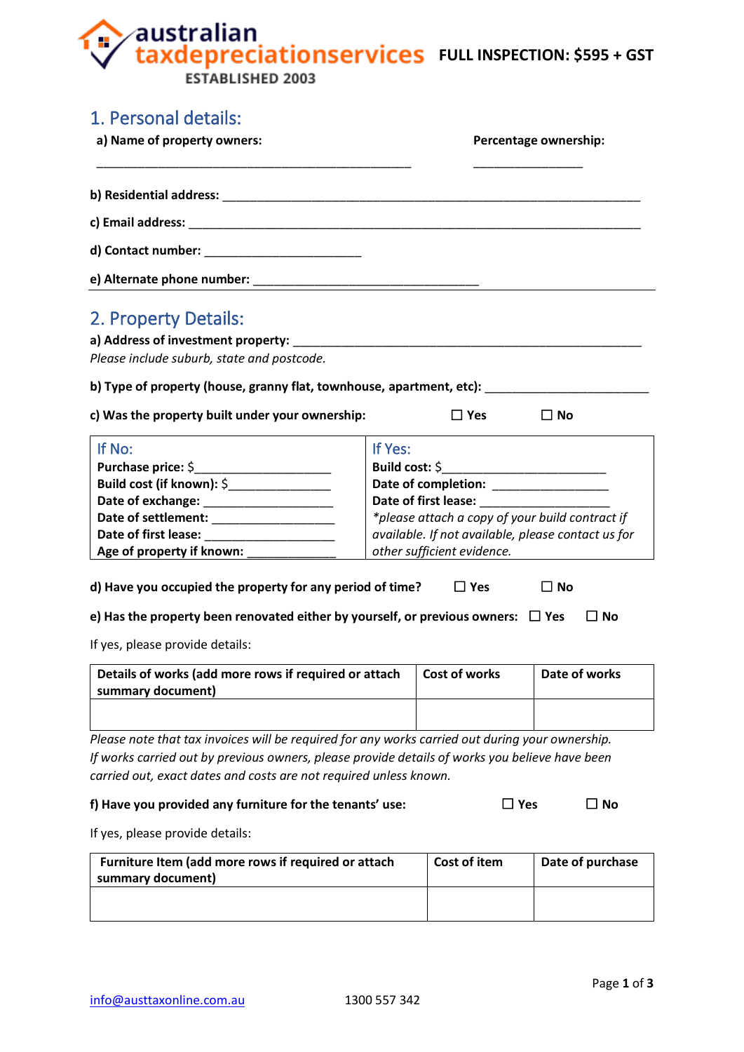**australian taxdepreciationservices**
**ESTABLISHED 2003**

**FULL INSPECTION: $595 + GST**

## 1. Personal details:

**a) Name of property owners:** ______________________________________________ **Percentage ownership:** ________________

**b) Residential address:** ____________________________________________________________

**c) Email address:** ________________________________________________________________

**d) Contact number:** _______________________

**e) Alternate phone number:** __________________________________

## 2. Property Details:

**a) Address of investment property:** _____________________________________________________

*Please include suburb, state and postcode.*

**b) Type of property (house, granny flat, townhouse, apartment, etc):** ________________________

**c) Was the property built under your ownership:** ☐ Yes ☐ No

| If No: | If Yes: |
|---|---|
| **Purchase price:** $____________________ | **Build cost:** $________________________ |
| **Build cost (if known):** $_______________ | **Date of completion:** _________________ |
| **Date of exchange:** ___________________ | **Date of first lease:** ___________________ |
| **Date of settlement:** _________________ | *\*please attach a copy of your build contract if available. If not available, please contact us for other sufficient evidence.* |
| **Date of first lease:** _________________ | |
| **Age of property if known:** _____________ | |

**d) Have you occupied the property for any period of time?** ☐ Yes ☐ No

**e) Has the property been renovated either by yourself, or previous owners:** ☐ Yes ☐ No

If yes, please provide details:

| Details of works (add more rows if required or attach summary document) | Cost of works | Date of works |
|---|---|---|
| | | |

*Please note that tax invoices will be required for any works carried out during your ownership. If works carried out by previous owners, please provide details of works you believe have been carried out, exact dates and costs are not required unless known.*

**f) Have you provided any furniture for the tenants' use:** ☐ Yes ☐ No

If yes, please provide details:

| Furniture Item (add more rows if required or attach summary document) | Cost of item | Date of purchase |
|---|---|---|
| | | |

info@austtaxonline.com.au 1300 557 342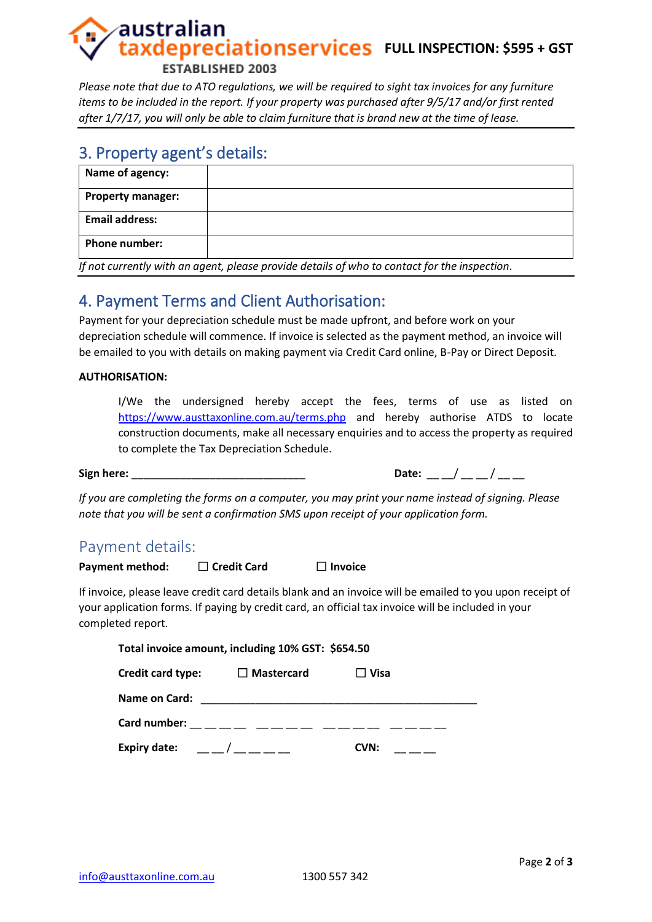**FULL INSPECTION: $595 + GST**

*Please note that due to ATO regulations, we will be required to sight tax invoices for any furniture items to be included in the report. If your property was purchased after 9/5/17 and/or first rented after 1/7/17, you will only be able to claim furniture that is brand new at the time of lease.*

## 3. Property agent's details:

| **Name of agency:** | |
|---|---|
| **Property manager:** | |
| **Email address:** | |
| **Phone number:** | |

*If not currently with an agent, please provide details of who to contact for the inspection.*

## 4. Payment Terms and Client Authorisation:

Payment for your depreciation schedule must be made upfront, and before work on your depreciation schedule will commence. If invoice is selected as the payment method, an invoice will be emailed to you with details on making payment via Credit Card online, B-Pay or Direct Deposit.

**AUTHORISATION:**

I/We the undersigned hereby accept the fees, terms of use as listed on https://www.austtaxonline.com.au/terms.php and hereby authorise ATDS to locate construction documents, make all necessary enquiries and to access the property as required to complete the Tax Depreciation Schedule.

**Sign here:** ____________________________ **Date:** __ __/ __ __ / __ __

*If you are completing the forms on a computer, you may print your name instead of signing. Please note that you will be sent a confirmation SMS upon receipt of your application form.*

## Payment details:

**Payment method:** ☐ **Credit Card** ☐ **Invoice**

If invoice, please leave credit card details blank and an invoice will be emailed to you upon receipt of your application forms. If paying by credit card, an official tax invoice will be included in your completed report.

**Total invoice amount, including 10% GST: $654.50**

**Credit card type:** ☐ **Mastercard** ☐ **Visa**

**Name on Card:** ______________________________________________

**Card number:** __ __ __ __ __ __ __ __ __ __ __ __ __ __ __ __

**Expiry date:** __ __/ __ __ __ __ **CVN:** __ __ __

info@austtaxonline.com.au 1300 557 342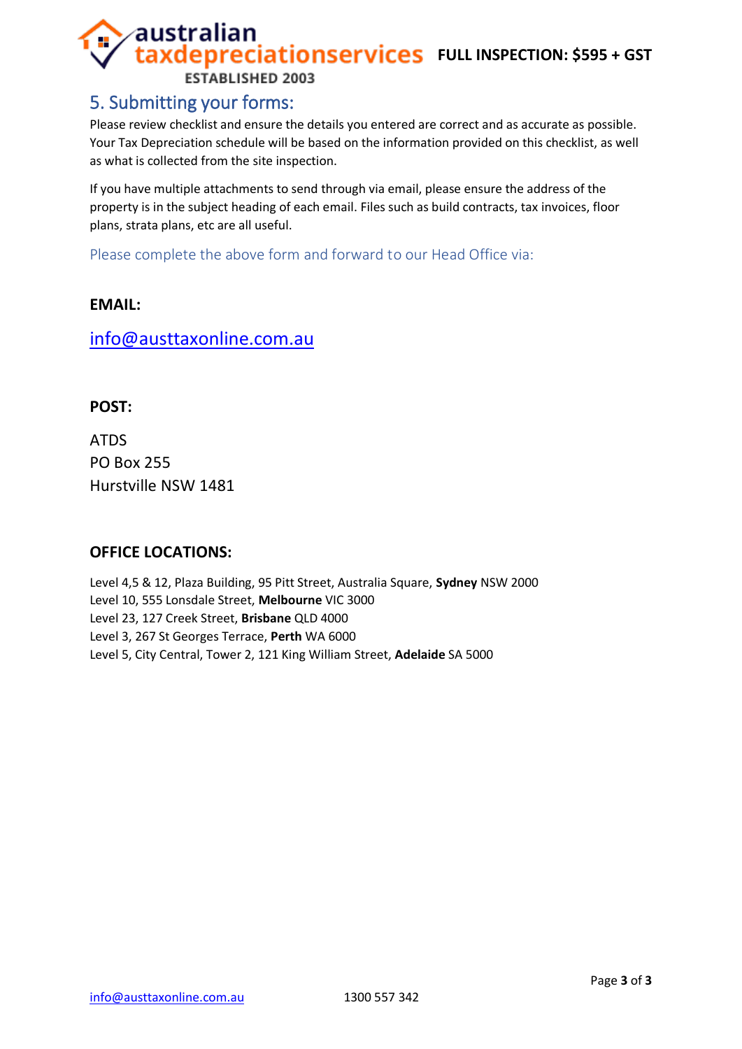## 5. Submitting your forms:

Please review checklist and ensure the details you entered are correct and as accurate as possible. Your Tax Depreciation schedule will be based on the information provided on this checklist, as well as what is collected from the site inspection.

If you have multiple attachments to send through via email, please ensure the address of the property is in the subject heading of each email. Files such as build contracts, tax invoices, floor plans, strata plans, etc are all useful.

Please complete the above form and forward to our Head Office via:

**EMAIL:**

info@austtaxonline.com.au

**POST:**

ATDS
PO Box 255
Hurstville NSW 1481

**OFFICE LOCATIONS:**

Level 4,5 & 12, Plaza Building, 95 Pitt Street, Australia Square, **Sydney** NSW 2000
Level 10, 555 Lonsdale Street, **Melbourne** VIC 3000
Level 23, 127 Creek Street, **Brisbane** QLD 4000
Level 3, 267 St Georges Terrace, **Perth** WA 6000
Level 5, City Central, Tower 2, 121 King William Street, **Adelaide** SA 5000